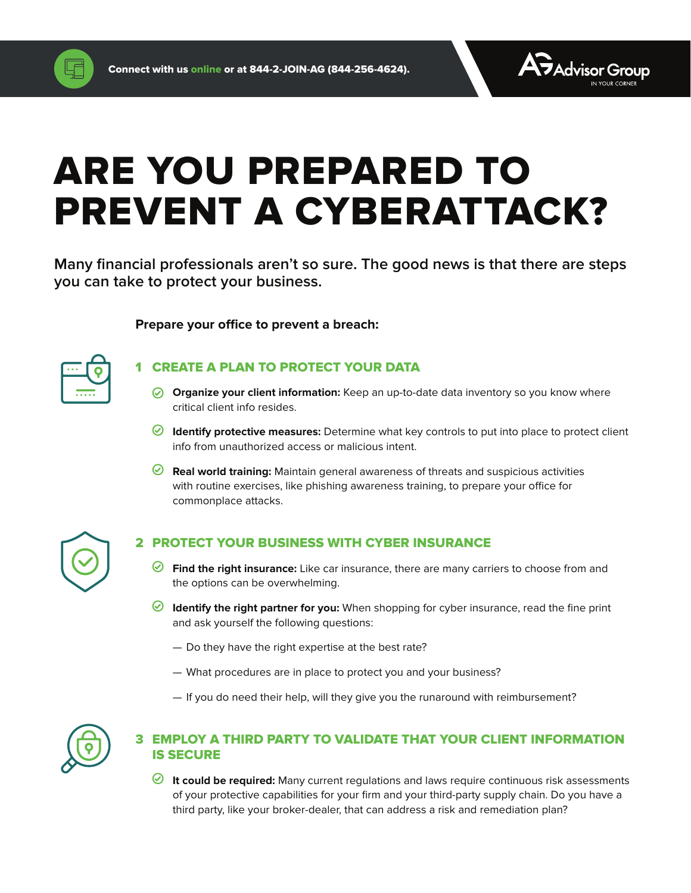Connect with us online or at 844-2-JOIN-AG (844-256-4624).

Advisor Group
IN YOUR CORNER

# ARE YOU PREPARED TO PREVENT A CYBERATTACK?

**Many financial professionals aren't so sure. The good news is that there are steps you can take to protect your business.**

**Prepare your office to prevent a breach:**

## 1 CREATE A PLAN TO PROTECT YOUR DATA

- **Organize your client information:** Keep an up-to-date data inventory so you know where critical client info resides.
- **Identify protective measures:** Determine what key controls to put into place to protect client info from unauthorized access or malicious intent.
- **Real world training:** Maintain general awareness of threats and suspicious activities with routine exercises, like phishing awareness training, to prepare your office for commonplace attacks.

## 2 PROTECT YOUR BUSINESS WITH CYBER INSURANCE

- **Find the right insurance:** Like car insurance, there are many carriers to choose from and the options can be overwhelming.
- **Identify the right partner for you:** When shopping for cyber insurance, read the fine print and ask yourself the following questions:
  - — Do they have the right expertise at the best rate?
  - — What procedures are in place to protect you and your business?
  - — If you do need their help, will they give you the runaround with reimbursement?

## 3 EMPLOY A THIRD PARTY TO VALIDATE THAT YOUR CLIENT INFORMATION IS SECURE

- **It could be required:** Many current regulations and laws require continuous risk assessments of your protective capabilities for your firm and your third-party supply chain. Do you have a third party, like your broker-dealer, that can address a risk and remediation plan?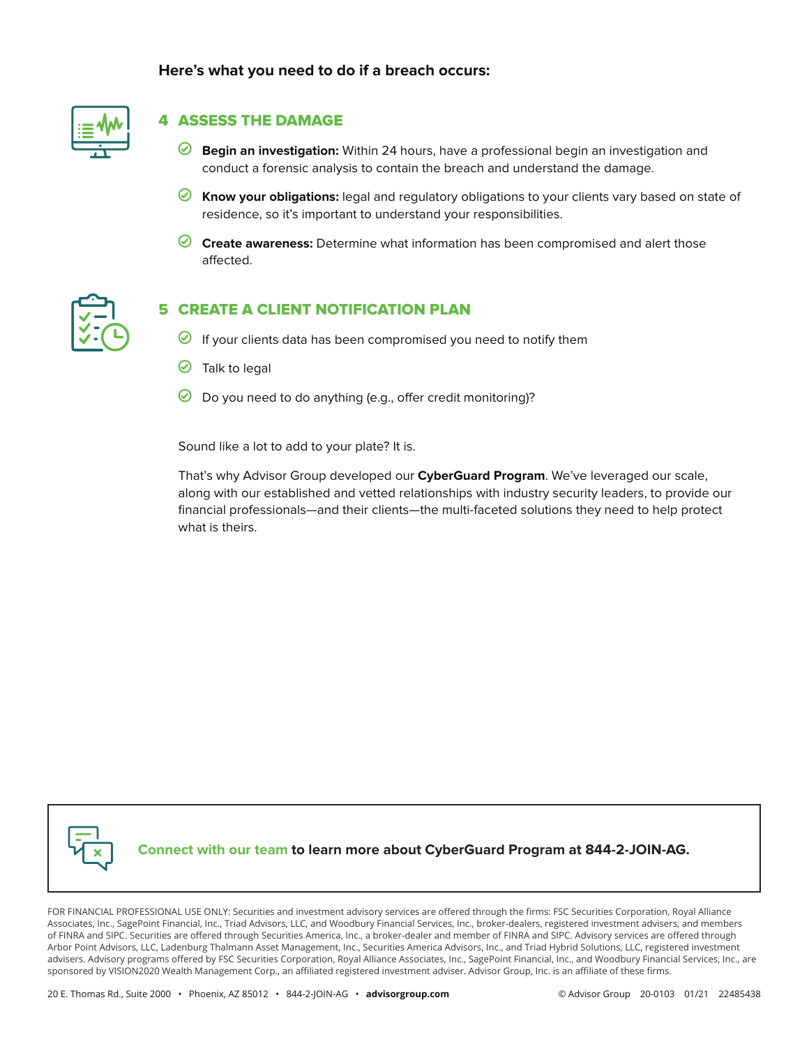**Here's what you need to do if a breach occurs:**

## 4 ASSESS THE DAMAGE

- **Begin an investigation:** Within 24 hours, have a professional begin an investigation and conduct a forensic analysis to contain the breach and understand the damage.
- **Know your obligations:** legal and regulatory obligations to your clients vary based on state of residence, so it's important to understand your responsibilities.
- **Create awareness:** Determine what information has been compromised and alert those affected.

## 5 CREATE A CLIENT NOTIFICATION PLAN

- If your clients data has been compromised you need to notify them
- Talk to legal
- Do you need to do anything (e.g., offer credit monitoring)?

Sound like a lot to add to your plate? It is.

That's why Advisor Group developed our **CyberGuard Program**. We've leveraged our scale, along with our established and vetted relationships with industry security leaders, to provide our financial professionals—and their clients—the multi-faceted solutions they need to help protect what is theirs.

**Connect with our team to learn more about CyberGuard Program at 844-2-JOIN-AG.**

FOR FINANCIAL PROFESSIONAL USE ONLY: Securities and investment advisory services are offered through the firms: FSC Securities Corporation, Royal Alliance Associates, Inc., SagePoint Financial, Inc., Triad Advisors, LLC, and Woodbury Financial Services, Inc., broker-dealers, registered investment advisers, and members of FINRA and SIPC. Securities are offered through Securities America, Inc., a broker-dealer and member of FINRA and SIPC. Advisory services are offered through Arbor Point Advisors, LLC, Ladenburg Thalmann Asset Management, Inc., Securities America Advisors, Inc., and Triad Hybrid Solutions, LLC, registered investment advisers. Advisory programs offered by FSC Securities Corporation, Royal Alliance Associates, Inc., SagePoint Financial, Inc., and Woodbury Financial Services, Inc., are sponsored by VISION2020 Wealth Management Corp., an affiliated registered investment adviser. Advisor Group, Inc. is an affiliate of these firms.

20 E. Thomas Rd., Suite 2000 • Phoenix, AZ 85012 • 844-2-JOIN-AG • **advisorgroup.com**

© Advisor Group 20-0103 01/21 22485438